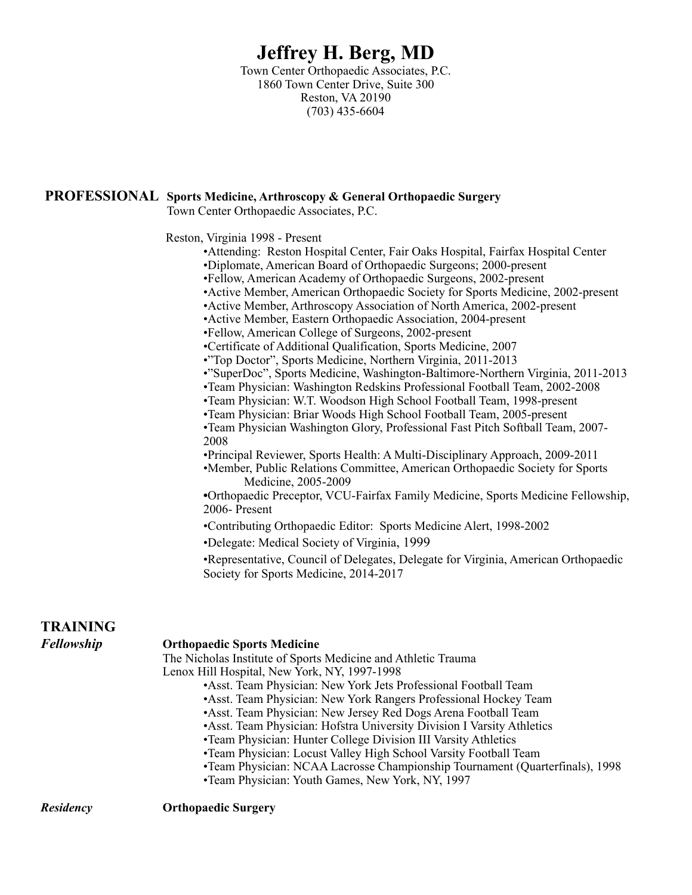# Jeffrey H. Berg, MD

Town Center Orthopaedic Associates, P.C.
1860 Town Center Drive, Suite 300
Reston, VA 20190
(703) 435-6604

## PROFESSIONAL

**Sports Medicine, Arthroscopy & General Orthopaedic Surgery**
Town Center Orthopaedic Associates, P.C.

Reston, Virginia 1998 - Present

- Attending: Reston Hospital Center, Fair Oaks Hospital, Fairfax Hospital Center
- Diplomate, American Board of Orthopaedic Surgeons; 2000-present
- Fellow, American Academy of Orthopaedic Surgeons, 2002-present
- Active Member, American Orthopaedic Society for Sports Medicine, 2002-present
- Active Member, Arthroscopy Association of North America, 2002-present
- Active Member, Eastern Orthopaedic Association, 2004-present
- Fellow, American College of Surgeons, 2002-present
- Certificate of Additional Qualification, Sports Medicine, 2007
- "Top Doctor", Sports Medicine, Northern Virginia, 2011-2013
- "SuperDoc", Sports Medicine, Washington-Baltimore-Northern Virginia, 2011-2013
- Team Physician: Washington Redskins Professional Football Team, 2002-2008
- Team Physician: W.T. Woodson High School Football Team, 1998-present
- Team Physician: Briar Woods High School Football Team, 2005-present
- Team Physician Washington Glory, Professional Fast Pitch Softball Team, 2007-2008
- Principal Reviewer, Sports Health: A Multi-Disciplinary Approach, 2009-2011
- Member, Public Relations Committee, American Orthopaedic Society for Sports Medicine, 2005-2009
- Orthopaedic Preceptor, VCU-Fairfax Family Medicine, Sports Medicine Fellowship, 2006- Present
- Contributing Orthopaedic Editor: Sports Medicine Alert, 1998-2002
- Delegate: Medical Society of Virginia, 1999
- Representative, Council of Delegates, Delegate for Virginia, American Orthopaedic Society for Sports Medicine, 2014-2017

## TRAINING

***Fellowship***

**Orthopaedic Sports Medicine**
The Nicholas Institute of Sports Medicine and Athletic Trauma
Lenox Hill Hospital, New York, NY, 1997-1998

- Asst. Team Physician: New York Jets Professional Football Team
- Asst. Team Physician: New York Rangers Professional Hockey Team
- Asst. Team Physician: New Jersey Red Dogs Arena Football Team
- Asst. Team Physician: Hofstra University Division I Varsity Athletics
- Team Physician: Hunter College Division III Varsity Athletics
- Team Physician: Locust Valley High School Varsity Football Team
- Team Physician: NCAA Lacrosse Championship Tournament (Quarterfinals), 1998
- Team Physician: Youth Games, New York, NY, 1997

***Residency***

**Orthopaedic Surgery**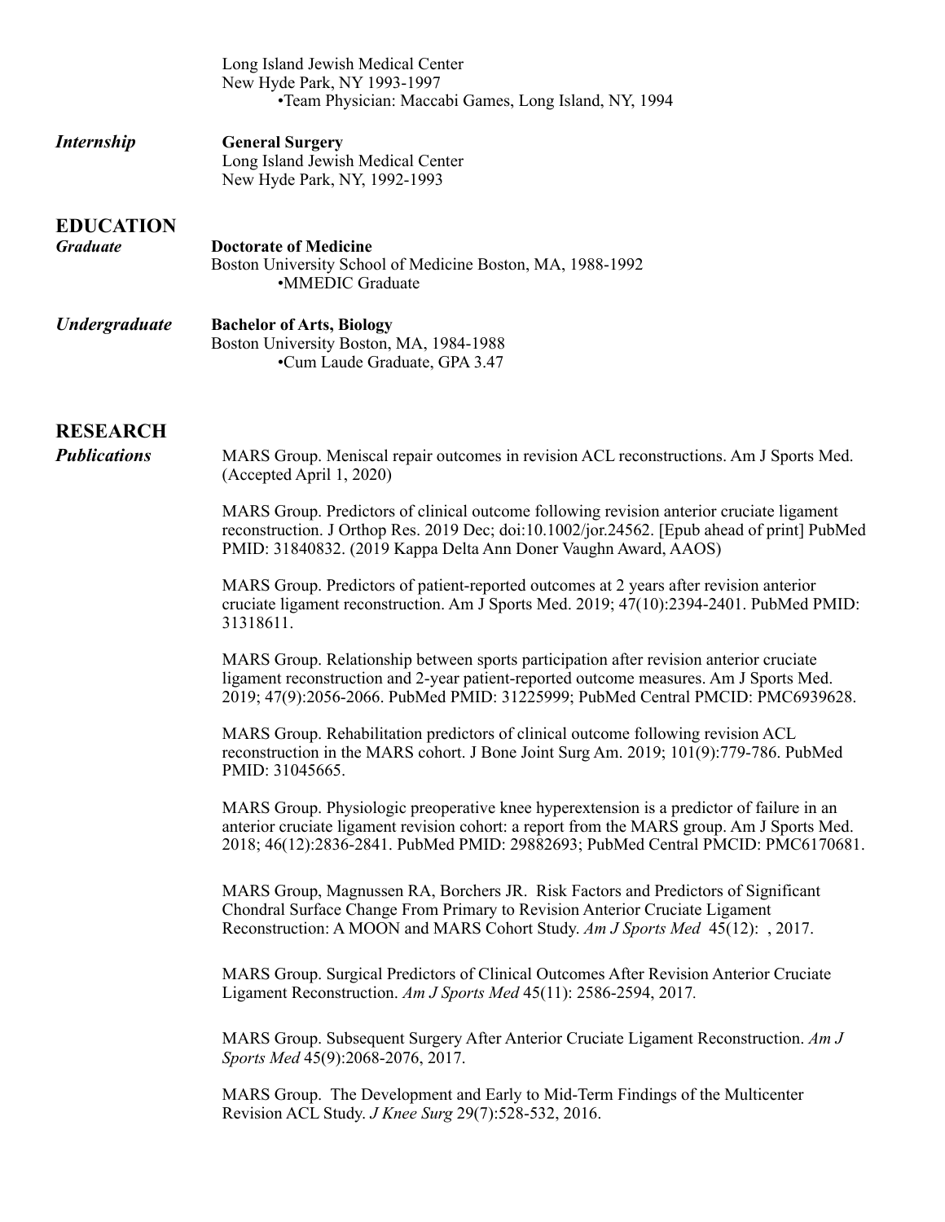Long Island Jewish Medical Center
New Hyde Park, NY 1993-1997
- Team Physician: Maccabi Games, Long Island, NY, 1994

***Internship***

**General Surgery**
Long Island Jewish Medical Center
New Hyde Park, NY, 1992-1993

## EDUCATION

***Graduate***

**Doctorate of Medicine**
Boston University School of Medicine Boston, MA, 1988-1992
- MMEDIC Graduate

***Undergraduate***

**Bachelor of Arts, Biology**
Boston University Boston, MA, 1984-1988
- Cum Laude Graduate, GPA 3.47

## RESEARCH

***Publications***

MARS Group. Meniscal repair outcomes in revision ACL reconstructions. Am J Sports Med. (Accepted April 1, 2020)

MARS Group. Predictors of clinical outcome following revision anterior cruciate ligament reconstruction. J Orthop Res. 2019 Dec; doi:10.1002/jor.24562. [Epub ahead of print] PubMed PMID: 31840832. (2019 Kappa Delta Ann Doner Vaughn Award, AAOS)

MARS Group. Predictors of patient-reported outcomes at 2 years after revision anterior cruciate ligament reconstruction. Am J Sports Med. 2019; 47(10):2394-2401. PubMed PMID: 31318611.

MARS Group. Relationship between sports participation after revision anterior cruciate ligament reconstruction and 2-year patient-reported outcome measures. Am J Sports Med. 2019; 47(9):2056-2066. PubMed PMID: 31225999; PubMed Central PMCID: PMC6939628.

MARS Group. Rehabilitation predictors of clinical outcome following revision ACL reconstruction in the MARS cohort. J Bone Joint Surg Am. 2019; 101(9):779-786. PubMed PMID: 31045665.

MARS Group. Physiologic preoperative knee hyperextension is a predictor of failure in an anterior cruciate ligament revision cohort: a report from the MARS group. Am J Sports Med. 2018; 46(12):2836-2841. PubMed PMID: 29882693; PubMed Central PMCID: PMC6170681.

MARS Group, Magnussen RA, Borchers JR. Risk Factors and Predictors of Significant Chondral Surface Change From Primary to Revision Anterior Cruciate Ligament Reconstruction: A MOON and MARS Cohort Study. *Am J Sports Med* 45(12): , 2017.

MARS Group. Surgical Predictors of Clinical Outcomes After Revision Anterior Cruciate Ligament Reconstruction. *Am J Sports Med* 45(11): 2586-2594, 2017.

MARS Group. Subsequent Surgery After Anterior Cruciate Ligament Reconstruction. *Am J Sports Med* 45(9):2068-2076, 2017.

MARS Group. The Development and Early to Mid-Term Findings of the Multicenter Revision ACL Study. *J Knee Surg* 29(7):528-532, 2016.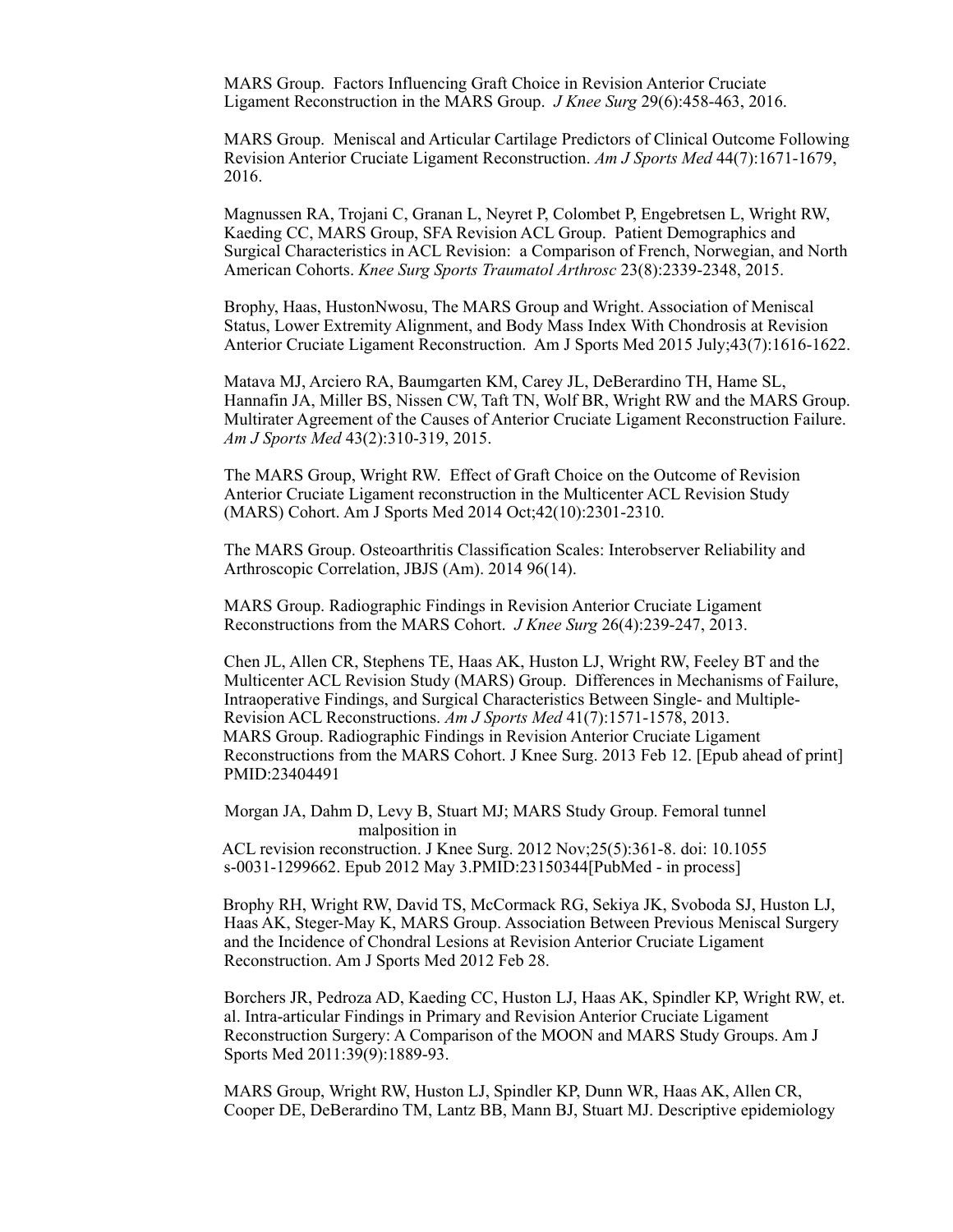MARS Group. Factors Influencing Graft Choice in Revision Anterior Cruciate Ligament Reconstruction in the MARS Group. *J Knee Surg* 29(6):458-463, 2016.

MARS Group. Meniscal and Articular Cartilage Predictors of Clinical Outcome Following Revision Anterior Cruciate Ligament Reconstruction. *Am J Sports Med* 44(7):1671-1679, 2016.

Magnussen RA, Trojani C, Granan L, Neyret P, Colombet P, Engebretsen L, Wright RW, Kaeding CC, MARS Group, SFA Revision ACL Group. Patient Demographics and Surgical Characteristics in ACL Revision: a Comparison of French, Norwegian, and North American Cohorts. *Knee Surg Sports Traumatol Arthrosc* 23(8):2339-2348, 2015.

Brophy, Haas, HustonNwosu, The MARS Group and Wright. Association of Meniscal Status, Lower Extremity Alignment, and Body Mass Index With Chondrosis at Revision Anterior Cruciate Ligament Reconstruction. Am J Sports Med 2015 July;43(7):1616-1622.

Matava MJ, Arciero RA, Baumgarten KM, Carey JL, DeBerardino TH, Hame SL, Hannafin JA, Miller BS, Nissen CW, Taft TN, Wolf BR, Wright RW and the MARS Group. Multirater Agreement of the Causes of Anterior Cruciate Ligament Reconstruction Failure. *Am J Sports Med* 43(2):310-319, 2015.

The MARS Group, Wright RW. Effect of Graft Choice on the Outcome of Revision Anterior Cruciate Ligament reconstruction in the Multicenter ACL Revision Study (MARS) Cohort. Am J Sports Med 2014 Oct;42(10):2301-2310.

The MARS Group. Osteoarthritis Classification Scales: Interobserver Reliability and Arthroscopic Correlation, JBJS (Am). 2014 96(14).

MARS Group. Radiographic Findings in Revision Anterior Cruciate Ligament Reconstructions from the MARS Cohort. *J Knee Surg* 26(4):239-247, 2013.

Chen JL, Allen CR, Stephens TE, Haas AK, Huston LJ, Wright RW, Feeley BT and the Multicenter ACL Revision Study (MARS) Group. Differences in Mechanisms of Failure, Intraoperative Findings, and Surgical Characteristics Between Single- and Multiple-Revision ACL Reconstructions. *Am J Sports Med* 41(7):1571-1578, 2013.
MARS Group. Radiographic Findings in Revision Anterior Cruciate Ligament Reconstructions from the MARS Cohort. J Knee Surg. 2013 Feb 12. [Epub ahead of print] PMID:23404491

Morgan JA, Dahm D, Levy B, Stuart MJ; MARS Study Group. Femoral tunnel malposition in
ACL revision reconstruction. J Knee Surg. 2012 Nov;25(5):361-8. doi: 10.1055 s-0031-1299662. Epub 2012 May 3.PMID:23150344[PubMed - in process]

Brophy RH, Wright RW, David TS, McCormack RG, Sekiya JK, Svoboda SJ, Huston LJ, Haas AK, Steger-May K, MARS Group. Association Between Previous Meniscal Surgery and the Incidence of Chondral Lesions at Revision Anterior Cruciate Ligament Reconstruction. Am J Sports Med 2012 Feb 28.

Borchers JR, Pedroza AD, Kaeding CC, Huston LJ, Haas AK, Spindler KP, Wright RW, et. al. Intra-articular Findings in Primary and Revision Anterior Cruciate Ligament Reconstruction Surgery: A Comparison of the MOON and MARS Study Groups. Am J Sports Med 2011:39(9):1889-93.

MARS Group, Wright RW, Huston LJ, Spindler KP, Dunn WR, Haas AK, Allen CR, Cooper DE, DeBerardino TM, Lantz BB, Mann BJ, Stuart MJ. Descriptive epidemiology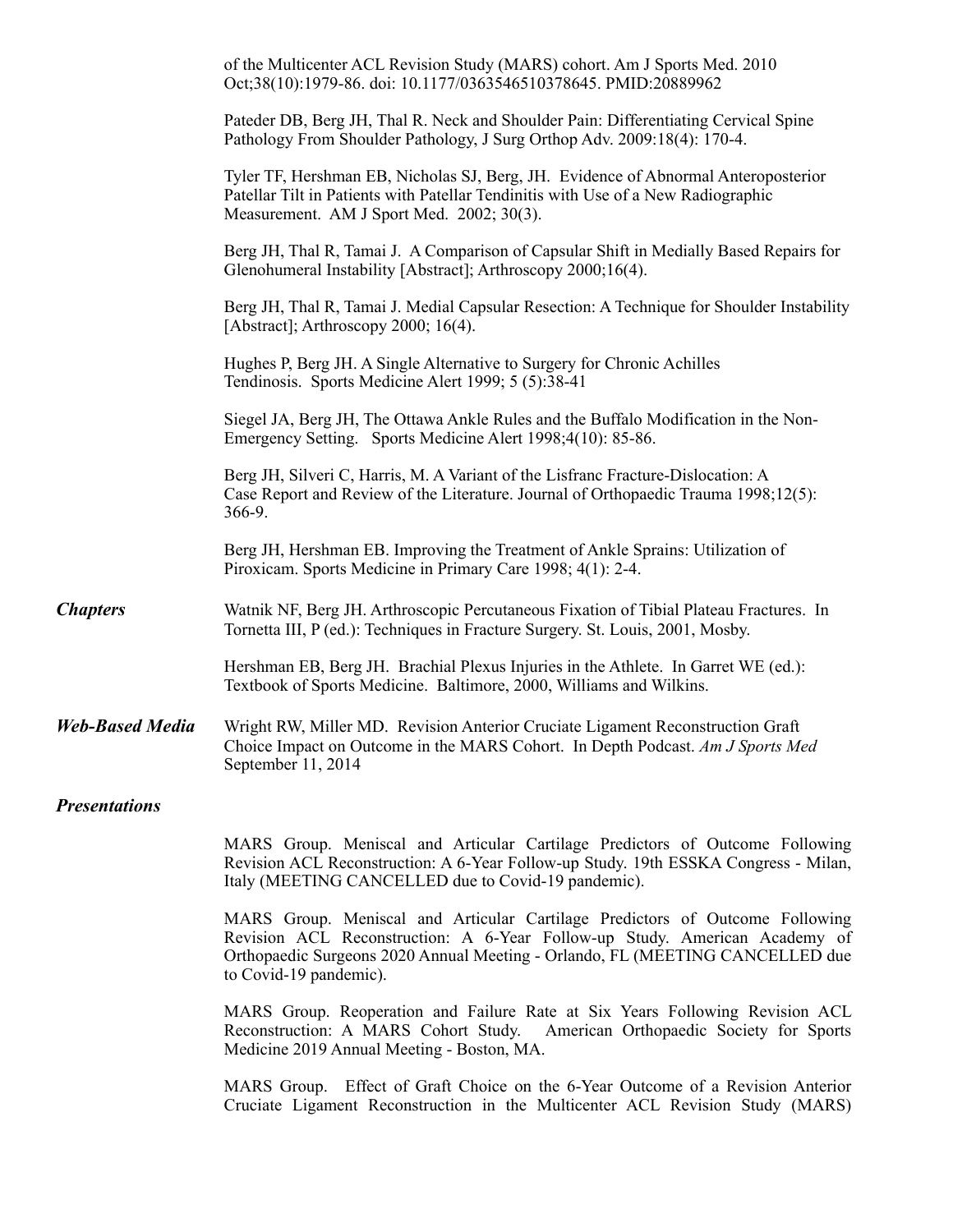of the Multicenter ACL Revision Study (MARS) cohort. Am J Sports Med. 2010 Oct;38(10):1979-86. doi: 10.1177/0363546510378645. PMID:20889962

Pateder DB, Berg JH, Thal R. Neck and Shoulder Pain: Differentiating Cervical Spine Pathology From Shoulder Pathology, J Surg Orthop Adv. 2009:18(4): 170-4.

Tyler TF, Hershman EB, Nicholas SJ, Berg, JH. Evidence of Abnormal Anteroposterior Patellar Tilt in Patients with Patellar Tendinitis with Use of a New Radiographic Measurement. AM J Sport Med. 2002; 30(3).

Berg JH, Thal R, Tamai J. A Comparison of Capsular Shift in Medially Based Repairs for Glenohumeral Instability [Abstract]; Arthroscopy 2000;16(4).

Berg JH, Thal R, Tamai J. Medial Capsular Resection: A Technique for Shoulder Instability [Abstract]; Arthroscopy 2000; 16(4).

Hughes P, Berg JH. A Single Alternative to Surgery for Chronic Achilles Tendinosis. Sports Medicine Alert 1999; 5 (5):38-41

Siegel JA, Berg JH, The Ottawa Ankle Rules and the Buffalo Modification in the Non-Emergency Setting. Sports Medicine Alert 1998;4(10): 85-86.

Berg JH, Silveri C, Harris, M. A Variant of the Lisfranc Fracture-Dislocation: A Case Report and Review of the Literature. Journal of Orthopaedic Trauma 1998;12(5): 366-9.

Berg JH, Hershman EB. Improving the Treatment of Ankle Sprains: Utilization of Piroxicam. Sports Medicine in Primary Care 1998; 4(1): 2-4.

***Chapters***

Watnik NF, Berg JH. Arthroscopic Percutaneous Fixation of Tibial Plateau Fractures. In Tornetta III, P (ed.): Techniques in Fracture Surgery. St. Louis, 2001, Mosby.

Hershman EB, Berg JH. Brachial Plexus Injuries in the Athlete. In Garret WE (ed.): Textbook of Sports Medicine. Baltimore, 2000, Williams and Wilkins.

***Web-Based Media***

Wright RW, Miller MD. Revision Anterior Cruciate Ligament Reconstruction Graft Choice Impact on Outcome in the MARS Cohort. In Depth Podcast. *Am J Sports Med* September 11, 2014

***Presentations***

MARS Group. Meniscal and Articular Cartilage Predictors of Outcome Following Revision ACL Reconstruction: A 6-Year Follow-up Study. 19th ESSKA Congress - Milan, Italy (MEETING CANCELLED due to Covid-19 pandemic).

MARS Group. Meniscal and Articular Cartilage Predictors of Outcome Following Revision ACL Reconstruction: A 6-Year Follow-up Study. American Academy of Orthopaedic Surgeons 2020 Annual Meeting - Orlando, FL (MEETING CANCELLED due to Covid-19 pandemic).

MARS Group. Reoperation and Failure Rate at Six Years Following Revision ACL Reconstruction: A MARS Cohort Study. American Orthopaedic Society for Sports Medicine 2019 Annual Meeting - Boston, MA.

MARS Group. Effect of Graft Choice on the 6-Year Outcome of a Revision Anterior Cruciate Ligament Reconstruction in the Multicenter ACL Revision Study (MARS)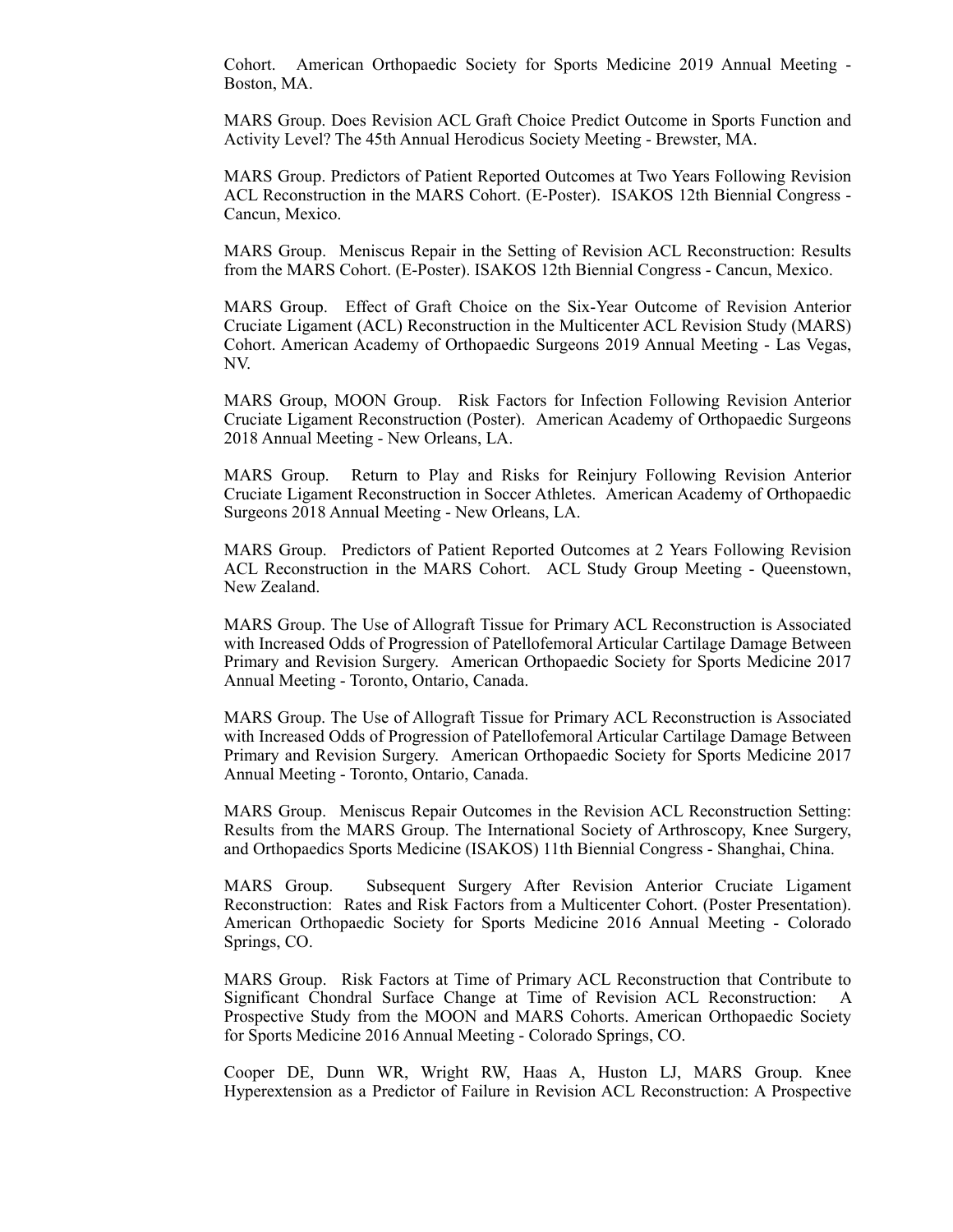Cohort. American Orthopaedic Society for Sports Medicine 2019 Annual Meeting - Boston, MA.

MARS Group. Does Revision ACL Graft Choice Predict Outcome in Sports Function and Activity Level? The 45th Annual Herodicus Society Meeting - Brewster, MA.

MARS Group. Predictors of Patient Reported Outcomes at Two Years Following Revision ACL Reconstruction in the MARS Cohort. (E-Poster). ISAKOS 12th Biennial Congress - Cancun, Mexico.

MARS Group. Meniscus Repair in the Setting of Revision ACL Reconstruction: Results from the MARS Cohort. (E-Poster). ISAKOS 12th Biennial Congress - Cancun, Mexico.

MARS Group. Effect of Graft Choice on the Six-Year Outcome of Revision Anterior Cruciate Ligament (ACL) Reconstruction in the Multicenter ACL Revision Study (MARS) Cohort. American Academy of Orthopaedic Surgeons 2019 Annual Meeting - Las Vegas, NV.

MARS Group, MOON Group. Risk Factors for Infection Following Revision Anterior Cruciate Ligament Reconstruction (Poster). American Academy of Orthopaedic Surgeons 2018 Annual Meeting - New Orleans, LA.

MARS Group. Return to Play and Risks for Reinjury Following Revision Anterior Cruciate Ligament Reconstruction in Soccer Athletes. American Academy of Orthopaedic Surgeons 2018 Annual Meeting - New Orleans, LA.

MARS Group. Predictors of Patient Reported Outcomes at 2 Years Following Revision ACL Reconstruction in the MARS Cohort. ACL Study Group Meeting - Queenstown, New Zealand.

MARS Group. The Use of Allograft Tissue for Primary ACL Reconstruction is Associated with Increased Odds of Progression of Patellofemoral Articular Cartilage Damage Between Primary and Revision Surgery. American Orthopaedic Society for Sports Medicine 2017 Annual Meeting - Toronto, Ontario, Canada.

MARS Group. The Use of Allograft Tissue for Primary ACL Reconstruction is Associated with Increased Odds of Progression of Patellofemoral Articular Cartilage Damage Between Primary and Revision Surgery. American Orthopaedic Society for Sports Medicine 2017 Annual Meeting - Toronto, Ontario, Canada.

MARS Group. Meniscus Repair Outcomes in the Revision ACL Reconstruction Setting: Results from the MARS Group. The International Society of Arthroscopy, Knee Surgery, and Orthopaedics Sports Medicine (ISAKOS) 11th Biennial Congress - Shanghai, China.

MARS Group. Subsequent Surgery After Revision Anterior Cruciate Ligament Reconstruction: Rates and Risk Factors from a Multicenter Cohort. (Poster Presentation). American Orthopaedic Society for Sports Medicine 2016 Annual Meeting - Colorado Springs, CO.

MARS Group. Risk Factors at Time of Primary ACL Reconstruction that Contribute to Significant Chondral Surface Change at Time of Revision ACL Reconstruction: A Prospective Study from the MOON and MARS Cohorts. American Orthopaedic Society for Sports Medicine 2016 Annual Meeting - Colorado Springs, CO.

Cooper DE, Dunn WR, Wright RW, Haas A, Huston LJ, MARS Group. Knee Hyperextension as a Predictor of Failure in Revision ACL Reconstruction: A Prospective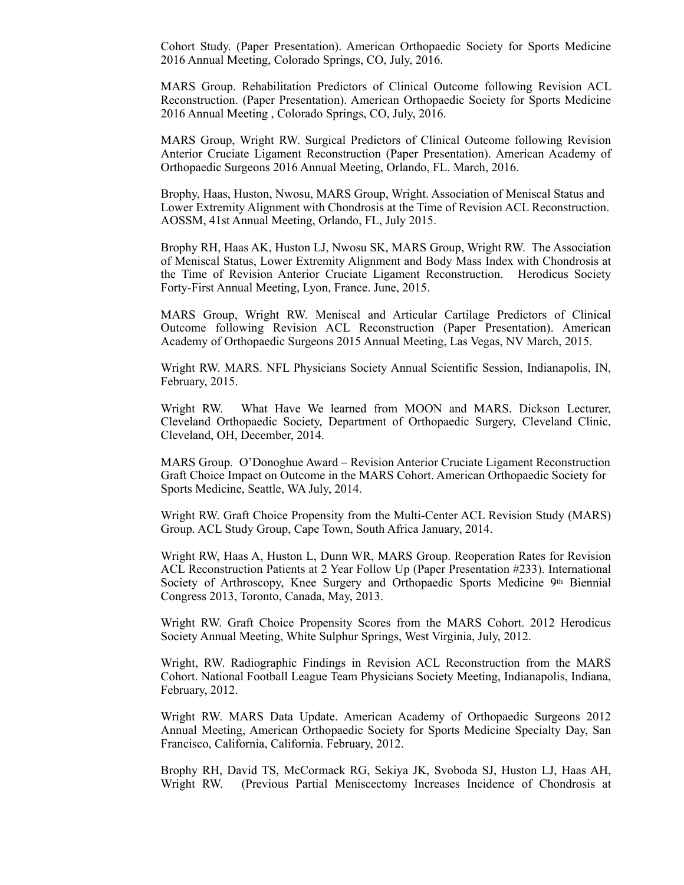Cohort Study. (Paper Presentation). American Orthopaedic Society for Sports Medicine 2016 Annual Meeting, Colorado Springs, CO, July, 2016.

MARS Group. Rehabilitation Predictors of Clinical Outcome following Revision ACL Reconstruction. (Paper Presentation). American Orthopaedic Society for Sports Medicine 2016 Annual Meeting , Colorado Springs, CO, July, 2016.

MARS Group, Wright RW. Surgical Predictors of Clinical Outcome following Revision Anterior Cruciate Ligament Reconstruction (Paper Presentation). American Academy of Orthopaedic Surgeons 2016 Annual Meeting, Orlando, FL. March, 2016.

Brophy, Haas, Huston, Nwosu, MARS Group, Wright. Association of Meniscal Status and Lower Extremity Alignment with Chondrosis at the Time of Revision ACL Reconstruction. AOSSM, 41st Annual Meeting, Orlando, FL, July 2015.

Brophy RH, Haas AK, Huston LJ, Nwosu SK, MARS Group, Wright RW. The Association of Meniscal Status, Lower Extremity Alignment and Body Mass Index with Chondrosis at the Time of Revision Anterior Cruciate Ligament Reconstruction. Herodicus Society Forty-First Annual Meeting, Lyon, France. June, 2015.

MARS Group, Wright RW. Meniscal and Articular Cartilage Predictors of Clinical Outcome following Revision ACL Reconstruction (Paper Presentation). American Academy of Orthopaedic Surgeons 2015 Annual Meeting, Las Vegas, NV March, 2015.

Wright RW. MARS. NFL Physicians Society Annual Scientific Session, Indianapolis, IN, February, 2015.

Wright RW. What Have We learned from MOON and MARS. Dickson Lecturer, Cleveland Orthopaedic Society, Department of Orthopaedic Surgery, Cleveland Clinic, Cleveland, OH, December, 2014.

MARS Group. O'Donoghue Award – Revision Anterior Cruciate Ligament Reconstruction Graft Choice Impact on Outcome in the MARS Cohort. American Orthopaedic Society for Sports Medicine, Seattle, WA July, 2014.

Wright RW. Graft Choice Propensity from the Multi-Center ACL Revision Study (MARS) Group. ACL Study Group, Cape Town, South Africa January, 2014.

Wright RW, Haas A, Huston L, Dunn WR, MARS Group. Reoperation Rates for Revision ACL Reconstruction Patients at 2 Year Follow Up (Paper Presentation #233). International Society of Arthroscopy, Knee Surgery and Orthopaedic Sports Medicine 9th Biennial Congress 2013, Toronto, Canada, May, 2013.

Wright RW. Graft Choice Propensity Scores from the MARS Cohort. 2012 Herodicus Society Annual Meeting, White Sulphur Springs, West Virginia, July, 2012.

Wright, RW. Radiographic Findings in Revision ACL Reconstruction from the MARS Cohort. National Football League Team Physicians Society Meeting, Indianapolis, Indiana, February, 2012.

Wright RW. MARS Data Update. American Academy of Orthopaedic Surgeons 2012 Annual Meeting, American Orthopaedic Society for Sports Medicine Specialty Day, San Francisco, California, California. February, 2012.

Brophy RH, David TS, McCormack RG, Sekiya JK, Svoboda SJ, Huston LJ, Haas AH, Wright RW. (Previous Partial Meniscectomy Increases Incidence of Chondrosis at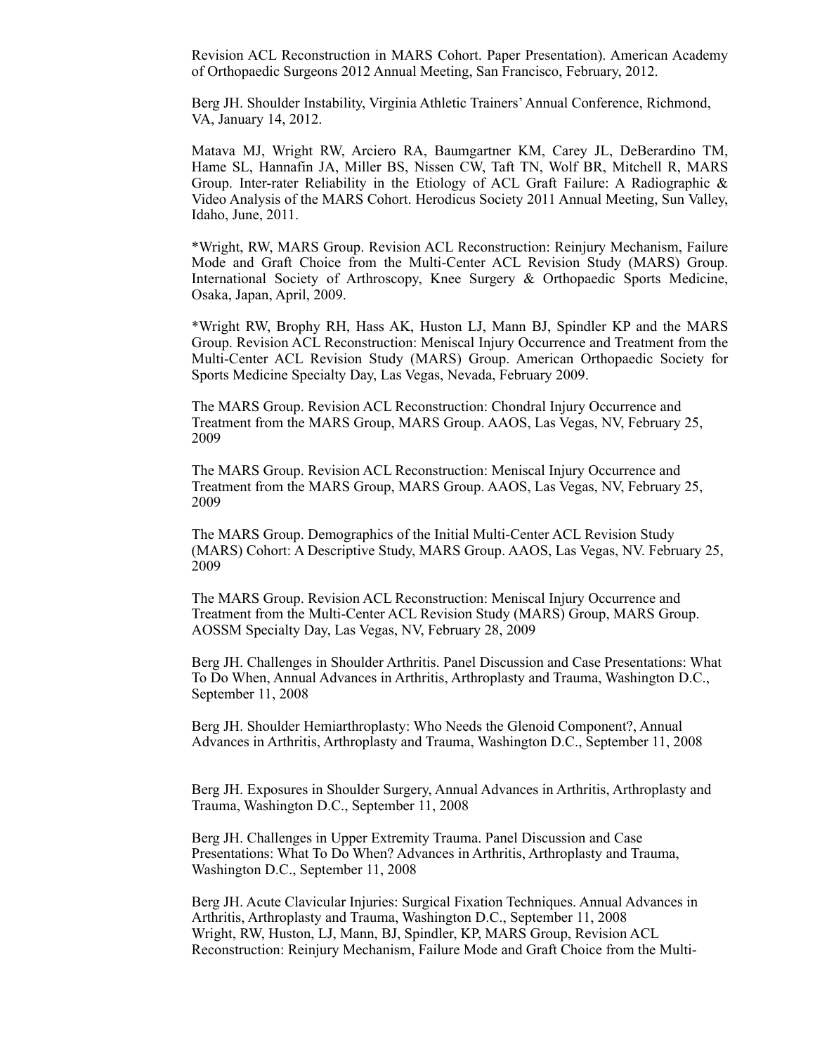Revision ACL Reconstruction in MARS Cohort. Paper Presentation). American Academy of Orthopaedic Surgeons 2012 Annual Meeting, San Francisco, February, 2012.

Berg JH. Shoulder Instability, Virginia Athletic Trainers' Annual Conference, Richmond, VA, January 14, 2012.

Matava MJ, Wright RW, Arciero RA, Baumgartner KM, Carey JL, DeBerardino TM, Hame SL, Hannafin JA, Miller BS, Nissen CW, Taft TN, Wolf BR, Mitchell R, MARS Group. Inter-rater Reliability in the Etiology of ACL Graft Failure: A Radiographic & Video Analysis of the MARS Cohort. Herodicus Society 2011 Annual Meeting, Sun Valley, Idaho, June, 2011.

*Wright, RW, MARS Group. Revision ACL Reconstruction: Reinjury Mechanism, Failure Mode and Graft Choice from the Multi-Center ACL Revision Study (MARS) Group. International Society of Arthroscopy, Knee Surgery & Orthopaedic Sports Medicine, Osaka, Japan, April, 2009.

*Wright RW, Brophy RH, Hass AK, Huston LJ, Mann BJ, Spindler KP and the MARS Group. Revision ACL Reconstruction: Meniscal Injury Occurrence and Treatment from the Multi-Center ACL Revision Study (MARS) Group. American Orthopaedic Society for Sports Medicine Specialty Day, Las Vegas, Nevada, February 2009.

The MARS Group. Revision ACL Reconstruction: Chondral Injury Occurrence and Treatment from the MARS Group, MARS Group. AAOS, Las Vegas, NV, February 25, 2009

The MARS Group. Revision ACL Reconstruction: Meniscal Injury Occurrence and Treatment from the MARS Group, MARS Group. AAOS, Las Vegas, NV, February 25, 2009

The MARS Group. Demographics of the Initial Multi-Center ACL Revision Study (MARS) Cohort: A Descriptive Study, MARS Group. AAOS, Las Vegas, NV. February 25, 2009

The MARS Group. Revision ACL Reconstruction: Meniscal Injury Occurrence and Treatment from the Multi-Center ACL Revision Study (MARS) Group, MARS Group. AOSSM Specialty Day, Las Vegas, NV, February 28, 2009

Berg JH. Challenges in Shoulder Arthritis. Panel Discussion and Case Presentations: What To Do When, Annual Advances in Arthritis, Arthroplasty and Trauma, Washington D.C., September 11, 2008

Berg JH. Shoulder Hemiarthroplasty: Who Needs the Glenoid Component?, Annual Advances in Arthritis, Arthroplasty and Trauma, Washington D.C., September 11, 2008

Berg JH. Exposures in Shoulder Surgery, Annual Advances in Arthritis, Arthroplasty and Trauma, Washington D.C., September 11, 2008

Berg JH. Challenges in Upper Extremity Trauma. Panel Discussion and Case Presentations: What To Do When? Advances in Arthritis, Arthroplasty and Trauma, Washington D.C., September 11, 2008

Berg JH. Acute Clavicular Injuries: Surgical Fixation Techniques. Annual Advances in Arthritis, Arthroplasty and Trauma, Washington D.C., September 11, 2008

Wright, RW, Huston, LJ, Mann, BJ, Spindler, KP, MARS Group, Revision ACL Reconstruction: Reinjury Mechanism, Failure Mode and Graft Choice from the Multi-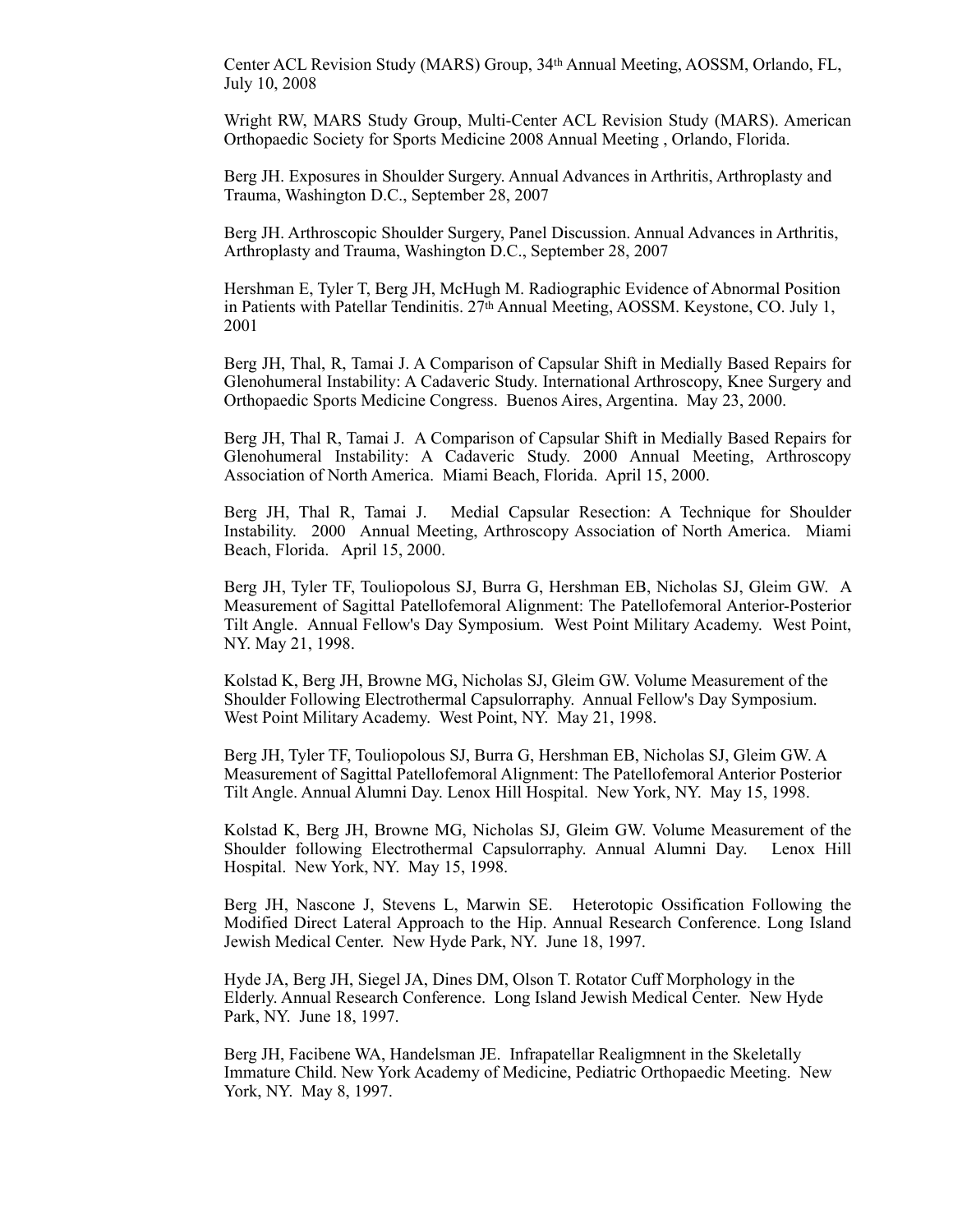Center ACL Revision Study (MARS) Group, 34th Annual Meeting, AOSSM, Orlando, FL, July 10, 2008

Wright RW, MARS Study Group, Multi-Center ACL Revision Study (MARS). American Orthopaedic Society for Sports Medicine 2008 Annual Meeting , Orlando, Florida.

Berg JH. Exposures in Shoulder Surgery. Annual Advances in Arthritis, Arthroplasty and Trauma, Washington D.C., September 28, 2007

Berg JH. Arthroscopic Shoulder Surgery, Panel Discussion. Annual Advances in Arthritis, Arthroplasty and Trauma, Washington D.C., September 28, 2007

Hershman E, Tyler T, Berg JH, McHugh M. Radiographic Evidence of Abnormal Position in Patients with Patellar Tendinitis. 27th Annual Meeting, AOSSM. Keystone, CO. July 1, 2001

Berg JH, Thal, R, Tamai J. A Comparison of Capsular Shift in Medially Based Repairs for Glenohumeral Instability: A Cadaveric Study. International Arthroscopy, Knee Surgery and Orthopaedic Sports Medicine Congress. Buenos Aires, Argentina. May 23, 2000.

Berg JH, Thal R, Tamai J. A Comparison of Capsular Shift in Medially Based Repairs for Glenohumeral Instability: A Cadaveric Study. 2000 Annual Meeting, Arthroscopy Association of North America. Miami Beach, Florida. April 15, 2000.

Berg JH, Thal R, Tamai J. Medial Capsular Resection: A Technique for Shoulder Instability. 2000 Annual Meeting, Arthroscopy Association of North America. Miami Beach, Florida. April 15, 2000.

Berg JH, Tyler TF, Touliopolous SJ, Burra G, Hershman EB, Nicholas SJ, Gleim GW. A Measurement of Sagittal Patellofemoral Alignment: The Patellofemoral Anterior-Posterior Tilt Angle. Annual Fellow's Day Symposium. West Point Military Academy. West Point, NY. May 21, 1998.

Kolstad K, Berg JH, Browne MG, Nicholas SJ, Gleim GW. Volume Measurement of the Shoulder Following Electrothermal Capsulorraphy. Annual Fellow's Day Symposium. West Point Military Academy. West Point, NY. May 21, 1998.

Berg JH, Tyler TF, Touliopolous SJ, Burra G, Hershman EB, Nicholas SJ, Gleim GW. A Measurement of Sagittal Patellofemoral Alignment: The Patellofemoral Anterior Posterior Tilt Angle. Annual Alumni Day. Lenox Hill Hospital. New York, NY. May 15, 1998.

Kolstad K, Berg JH, Browne MG, Nicholas SJ, Gleim GW. Volume Measurement of the Shoulder following Electrothermal Capsulorraphy. Annual Alumni Day. Lenox Hill Hospital. New York, NY. May 15, 1998.

Berg JH, Nascone J, Stevens L, Marwin SE. Heterotopic Ossification Following the Modified Direct Lateral Approach to the Hip. Annual Research Conference. Long Island Jewish Medical Center. New Hyde Park, NY. June 18, 1997.

Hyde JA, Berg JH, Siegel JA, Dines DM, Olson T. Rotator Cuff Morphology in the Elderly. Annual Research Conference. Long Island Jewish Medical Center. New Hyde Park, NY. June 18, 1997.

Berg JH, Facibene WA, Handelsman JE. Infrapatellar Realigmnent in the Skeletally Immature Child. New York Academy of Medicine, Pediatric Orthopaedic Meeting. New York, NY. May 8, 1997.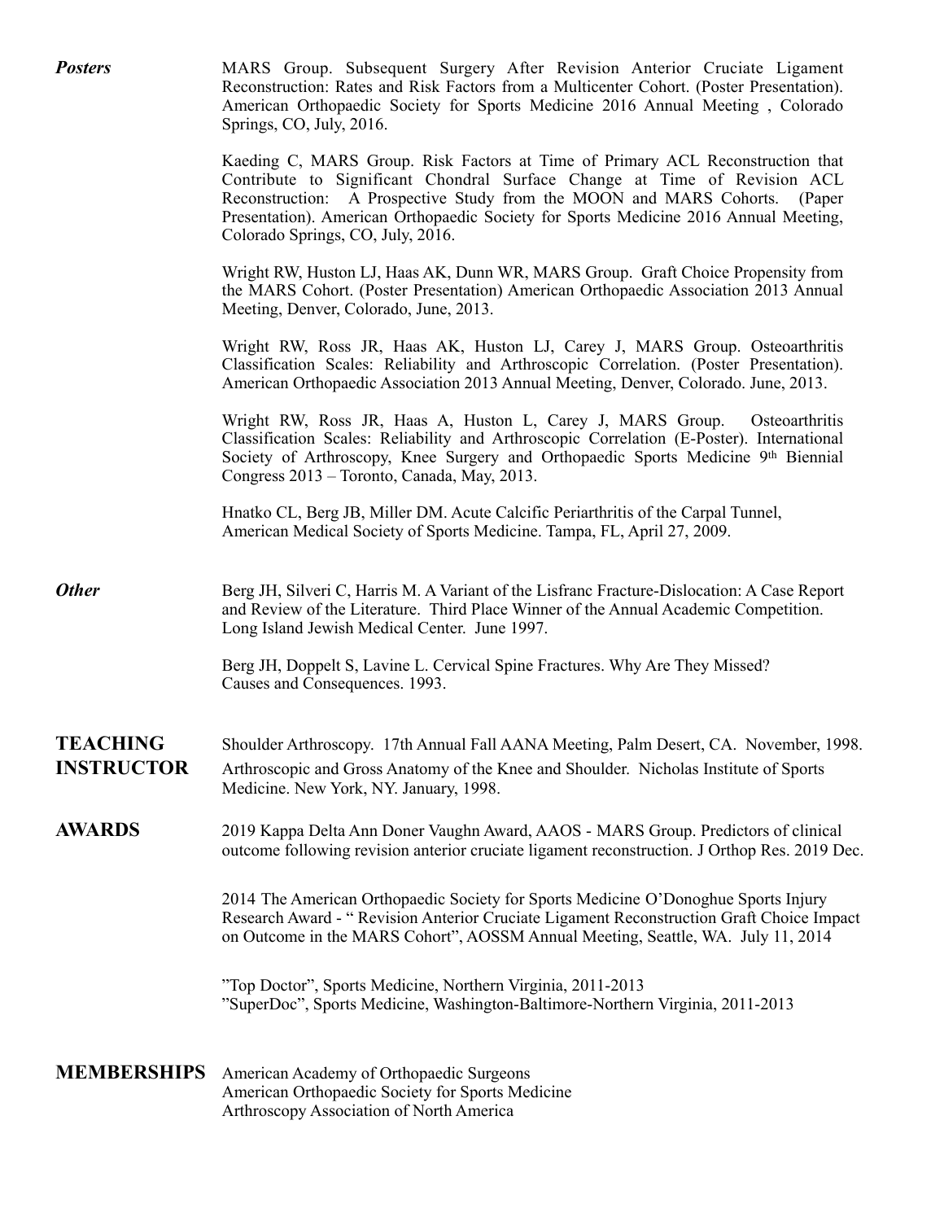***Posters***

MARS Group. Subsequent Surgery After Revision Anterior Cruciate Ligament Reconstruction: Rates and Risk Factors from a Multicenter Cohort. (Poster Presentation). American Orthopaedic Society for Sports Medicine 2016 Annual Meeting , Colorado Springs, CO, July, 2016.

Kaeding C, MARS Group. Risk Factors at Time of Primary ACL Reconstruction that Contribute to Significant Chondral Surface Change at Time of Revision ACL Reconstruction: A Prospective Study from the MOON and MARS Cohorts. (Paper Presentation). American Orthopaedic Society for Sports Medicine 2016 Annual Meeting, Colorado Springs, CO, July, 2016.

Wright RW, Huston LJ, Haas AK, Dunn WR, MARS Group. Graft Choice Propensity from the MARS Cohort. (Poster Presentation) American Orthopaedic Association 2013 Annual Meeting, Denver, Colorado, June, 2013.

Wright RW, Ross JR, Haas AK, Huston LJ, Carey J, MARS Group. Osteoarthritis Classification Scales: Reliability and Arthroscopic Correlation. (Poster Presentation). American Orthopaedic Association 2013 Annual Meeting, Denver, Colorado. June, 2013.

Wright RW, Ross JR, Haas A, Huston L, Carey J, MARS Group. Osteoarthritis Classification Scales: Reliability and Arthroscopic Correlation (E-Poster). International Society of Arthroscopy, Knee Surgery and Orthopaedic Sports Medicine 9th Biennial Congress 2013 – Toronto, Canada, May, 2013.

Hnatko CL, Berg JB, Miller DM. Acute Calcific Periarthritis of the Carpal Tunnel, American Medical Society of Sports Medicine. Tampa, FL, April 27, 2009.

***Other***

Berg JH, Silveri C, Harris M. A Variant of the Lisfranc Fracture-Dislocation: A Case Report and Review of the Literature. Third Place Winner of the Annual Academic Competition. Long Island Jewish Medical Center. June 1997.

Berg JH, Doppelt S, Lavine L. Cervical Spine Fractures. Why Are They Missed? Causes and Consequences. 1993.

## TEACHING INSTRUCTOR

Shoulder Arthroscopy. 17th Annual Fall AANA Meeting, Palm Desert, CA. November, 1998.

Arthroscopic and Gross Anatomy of the Knee and Shoulder. Nicholas Institute of Sports Medicine. New York, NY. January, 1998.

## AWARDS

2019 Kappa Delta Ann Doner Vaughn Award, AAOS - MARS Group. Predictors of clinical outcome following revision anterior cruciate ligament reconstruction. J Orthop Res. 2019 Dec.

2014 The American Orthopaedic Society for Sports Medicine O'Donoghue Sports Injury Research Award - " Revision Anterior Cruciate Ligament Reconstruction Graft Choice Impact on Outcome in the MARS Cohort", AOSSM Annual Meeting, Seattle, WA. July 11, 2014

"Top Doctor", Sports Medicine, Northern Virginia, 2011-2013
"SuperDoc", Sports Medicine, Washington-Baltimore-Northern Virginia, 2011-2013

## MEMBERSHIPS

American Academy of Orthopaedic Surgeons
American Orthopaedic Society for Sports Medicine
Arthroscopy Association of North America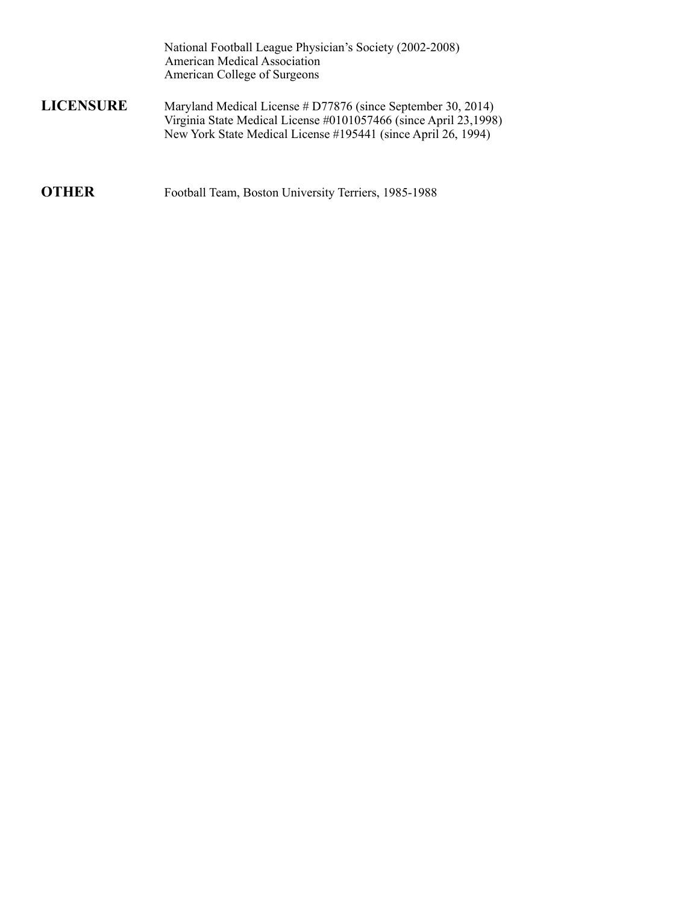National Football League Physician's Society (2002-2008)
American Medical Association
American College of Surgeons

**LICENSURE**

Maryland Medical License # D77876 (since September 30, 2014)
Virginia State Medical License #0101057466 (since April 23,1998)
New York State Medical License #195441 (since April 26, 1994)

**OTHER**

Football Team, Boston University Terriers, 1985-1988